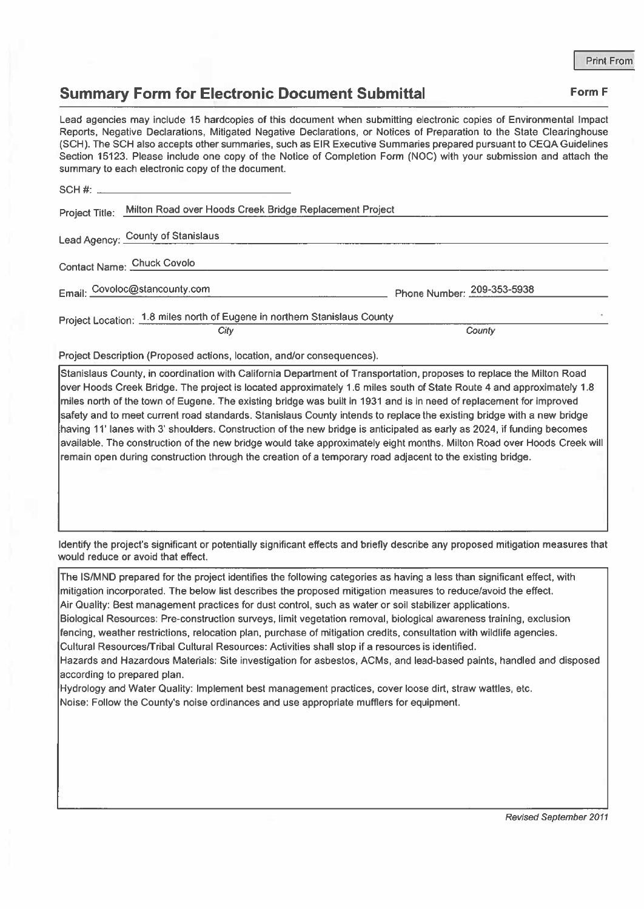Print From

## Summary Form for Electronic Document Submittal

**Form F**

Lead agencies may include 15 hardcopies of this document when submitting electronic copies of Environmental Impact Reports, Negative Declarations, Mitigated Negative Declarations, or Notices of Preparation to the State Clearinghouse (SCH). The SCH also accepts other summaries, such as EIR Executive Summaries prepared pursuant to CEQA Guidelines Section 15123. Please include one copy of the Notice of Completion Form (NOC) with your submission and attach the summary to each electronic copy of the document.

SCH #: ______________________

Project Title: Milton Road over Hoods Creek Bridge Replacement Project

Lead Agency: County of Stanislaus

Contact Name: Chuck Covolo

Email: Covoloc@stancounty.com Phone Number: 209-353-5938

Project Location: 1.8 miles north of Eugene in northern Stanislaus County
*City* *County*

Project Description (Proposed actions, location, and/or consequences).

Stanislaus County, in coordination with California Department of Transportation, proposes to replace the Milton Road over Hoods Creek Bridge. The project is located approximately 1.6 miles south of State Route 4 and approximately 1.8 miles north of the town of Eugene. The existing bridge was built in 1931 and is in need of replacement for improved safety and to meet current road standards. Stanislaus County intends to replace the existing bridge with a new bridge having 11' lanes with 3' shoulders. Construction of the new bridge is anticipated as early as 2024, if funding becomes available. The construction of the new bridge would take approximately eight months. Milton Road over Hoods Creek will remain open during construction through the creation of a temporary road adjacent to the existing bridge.

Identify the project's significant or potentially significant effects and briefly describe any proposed mitigation measures that would reduce or avoid that effect.

The IS/MND prepared for the project identifies the following categories as having a less than significant effect, with mitigation incorporated. The below list describes the proposed mitigation measures to reduce/avoid the effect.
Air Quality: Best management practices for dust control, such as water or soil stabilizer applications.
Biological Resources: Pre-construction surveys, limit vegetation removal, biological awareness training, exclusion fencing, weather restrictions, relocation plan, purchase of mitigation credits, consultation with wildlife agencies.
Cultural Resources/Tribal Cultural Resources: Activities shall stop if a resources is identified.
Hazards and Hazardous Materials: Site investigation for asbestos, ACMs, and lead-based paints, handled and disposed according to prepared plan.
Hydrology and Water Quality: Implement best management practices, cover loose dirt, straw wattles, etc.
Noise: Follow the County's noise ordinances and use appropriate mufflers for equipment.

*Revised September 2011*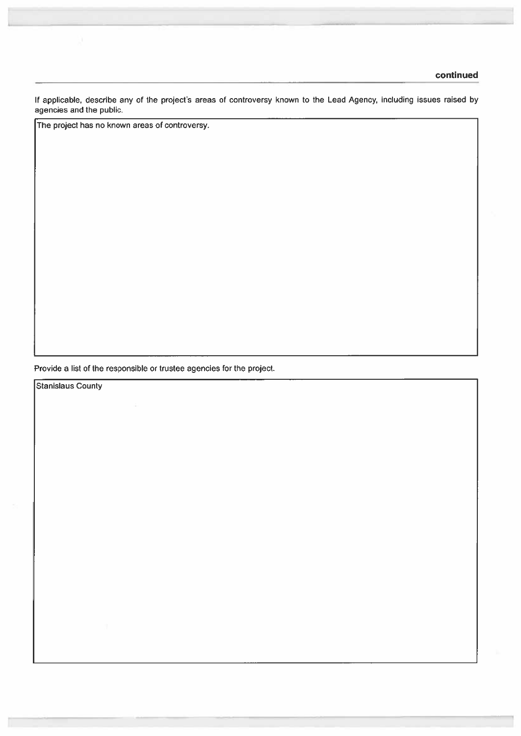**continued**

If applicable, describe any of the project's areas of controversy known to the Lead Agency, including issues raised by agencies and the public.

| |
|---|
| The project has no known areas of controversy. |

Provide a list of the responsible or trustee agencies for the project.

| |
|---|
| Stanislaus County |